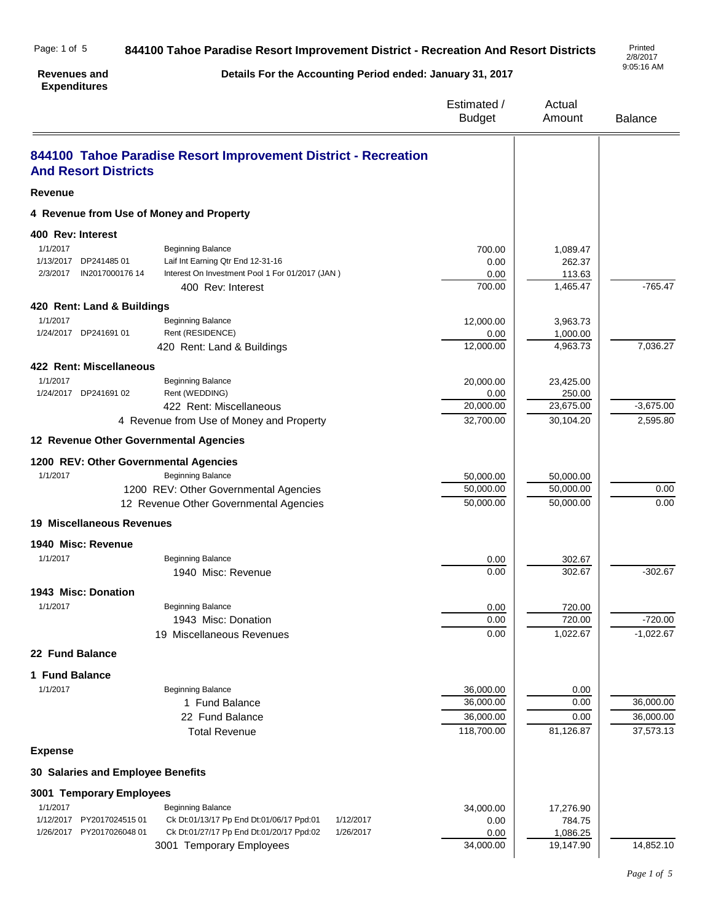# 844100 Tahoe Paradise Resort Improvement District - Recreation And Resort Districts

**Revenues and Expenditures**

**Details For the Accounting Period ended: January 31, 2017**

Printed 2/8/2017 9:05:16 AM

| Date | Reference | Description | | Estimated / Budget | Actual Amount | Balance |
|---|---|---|---|---|---|---|
| **844100 Tahoe Paradise Resort Improvement District - Recreation And Resort Districts** | | | | | | |
| **Revenue** | | | | | | |
| **4 Revenue from Use of Money and Property** | | | | | | |
| **400 Rev: Interest** | | | | | | |
| 1/1/2017 | | Beginning Balance | | 700.00 | 1,089.47 | |
| 1/13/2017 | DP241485 01 | Laif Int Earning Qtr End 12-31-16 | | 0.00 | 262.37 | |
| 2/3/2017 | IN2017000176 14 | Interest On Investment Pool 1 For 01/2017 (JAN ) | | 0.00 | 113.63 | |
| | | 400 Rev: Interest | | 700.00 | 1,465.47 | -765.47 |
| **420 Rent: Land & Buildings** | | | | | | |
| 1/1/2017 | | Beginning Balance | | 12,000.00 | 3,963.73 | |
| 1/24/2017 | DP241691 01 | Rent (RESIDENCE) | | 0.00 | 1,000.00 | |
| | | 420 Rent: Land & Buildings | | 12,000.00 | 4,963.73 | 7,036.27 |
| **422 Rent: Miscellaneous** | | | | | | |
| 1/1/2017 | | Beginning Balance | | 20,000.00 | 23,425.00 | |
| 1/24/2017 | DP241691 02 | Rent (WEDDING) | | 0.00 | 250.00 | |
| | | 422 Rent: Miscellaneous | | 20,000.00 | 23,675.00 | -3,675.00 |
| | | 4 Revenue from Use of Money and Property | | 32,700.00 | 30,104.20 | 2,595.80 |
| **12 Revenue Other Governmental Agencies** | | | | | | |
| **1200 REV: Other Governmental Agencies** | | | | | | |
| 1/1/2017 | | Beginning Balance | | 50,000.00 | 50,000.00 | |
| | | 1200 REV: Other Governmental Agencies | | 50,000.00 | 50,000.00 | 0.00 |
| | | 12 Revenue Other Governmental Agencies | | 50,000.00 | 50,000.00 | 0.00 |
| **19 Miscellaneous Revenues** | | | | | | |
| **1940 Misc: Revenue** | | | | | | |
| 1/1/2017 | | Beginning Balance | | 0.00 | 302.67 | |
| | | 1940 Misc: Revenue | | 0.00 | 302.67 | -302.67 |
| **1943 Misc: Donation** | | | | | | |
| 1/1/2017 | | Beginning Balance | | 0.00 | 720.00 | |
| | | 1943 Misc: Donation | | 0.00 | 720.00 | -720.00 |
| | | 19 Miscellaneous Revenues | | 0.00 | 1,022.67 | -1,022.67 |
| **22 Fund Balance** | | | | | | |
| **1 Fund Balance** | | | | | | |
| 1/1/2017 | | Beginning Balance | | 36,000.00 | 0.00 | |
| | | 1 Fund Balance | | 36,000.00 | 0.00 | 36,000.00 |
| | | 22 Fund Balance | | 36,000.00 | 0.00 | 36,000.00 |
| | | Total Revenue | | 118,700.00 | 81,126.87 | 37,573.13 |
| **Expense** | | | | | | |
| **30 Salaries and Employee Benefits** | | | | | | |
| **3001 Temporary Employees** | | | | | | |
| 1/1/2017 | | Beginning Balance | | 34,000.00 | 17,276.90 | |
| 1/12/2017 | PY2017024515 01 | Ck Dt:01/13/17 Pp End Dt:01/06/17 Ppd:01 | 1/12/2017 | 0.00 | 784.75 | |
| 1/26/2017 | PY2017026048 01 | Ck Dt:01/27/17 Pp End Dt:01/20/17 Ppd:02 | 1/26/2017 | 0.00 | 1,086.25 | |
| | | 3001 Temporary Employees | | 34,000.00 | 19,147.90 | 14,852.10 |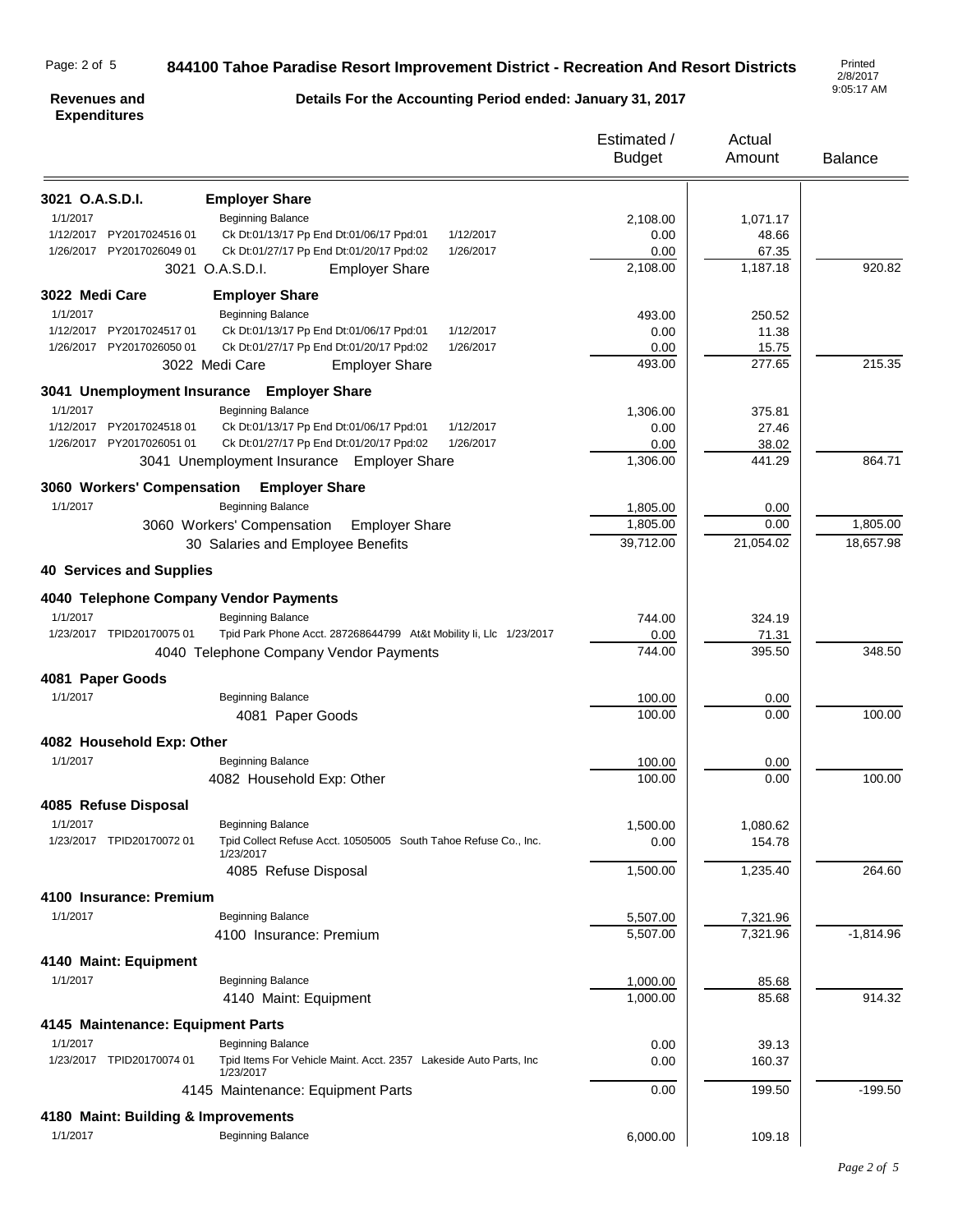**844100 Tahoe Paradise Resort Improvement District - Recreation And Resort Districts**

**Revenues and Expenditures** — **Details For the Accounting Period ended: January 31, 2017**

Printed 2/8/2017 9:05:17 AM

| | | | Estimated / Budget | Actual Amount | Balance |
|---|---|---|---|---|---|
| **3021 O.A.S.D.I.** | **Employer Share** | | | | |
| 1/1/2017 | Beginning Balance | | 2,108.00 | 1,071.17 | |
| 1/12/2017 PY2017024516 01 | Ck Dt:01/13/17 Pp End Dt:01/06/17 Ppd:01 | 1/12/2017 | 0.00 | 48.66 | |
| 1/26/2017 PY2017026049 01 | Ck Dt:01/27/17 Pp End Dt:01/20/17 Ppd:02 | 1/26/2017 | 0.00 | 67.35 | |
| | 3021 O.A.S.D.I. Employer Share | | 2,108.00 | 1,187.18 | 920.82 |
| **3022 Medi Care** | **Employer Share** | | | | |
| 1/1/2017 | Beginning Balance | | 493.00 | 250.52 | |
| 1/12/2017 PY2017024517 01 | Ck Dt:01/13/17 Pp End Dt:01/06/17 Ppd:01 | 1/12/2017 | 0.00 | 11.38 | |
| 1/26/2017 PY2017026050 01 | Ck Dt:01/27/17 Pp End Dt:01/20/17 Ppd:02 | 1/26/2017 | 0.00 | 15.75 | |
| | 3022 Medi Care Employer Share | | 493.00 | 277.65 | 215.35 |
| **3041 Unemployment Insurance** | **Employer Share** | | | | |
| 1/1/2017 | Beginning Balance | | 1,306.00 | 375.81 | |
| 1/12/2017 PY2017024518 01 | Ck Dt:01/13/17 Pp End Dt:01/06/17 Ppd:01 | 1/12/2017 | 0.00 | 27.46 | |
| 1/26/2017 PY2017026051 01 | Ck Dt:01/27/17 Pp End Dt:01/20/17 Ppd:02 | 1/26/2017 | 0.00 | 38.02 | |
| | 3041 Unemployment Insurance Employer Share | | 1,306.00 | 441.29 | 864.71 |
| **3060 Workers' Compensation** | **Employer Share** | | | | |
| 1/1/2017 | Beginning Balance | | 1,805.00 | 0.00 | |
| | 3060 Workers' Compensation Employer Share | | 1,805.00 | 0.00 | 1,805.00 |
| | 30 Salaries and Employee Benefits | | 39,712.00 | 21,054.02 | 18,657.98 |
| **40 Services and Supplies** | | | | | |
| **4040 Telephone Company Vendor Payments** | | | | | |
| 1/1/2017 | Beginning Balance | | 744.00 | 324.19 | |
| 1/23/2017 TPID20170075 01 | Tpid Park Phone Acct. 287268644799 At&t Mobility Ii, Llc | 1/23/2017 | 0.00 | 71.31 | |
| | 4040 Telephone Company Vendor Payments | | 744.00 | 395.50 | 348.50 |
| **4081 Paper Goods** | | | | | |
| 1/1/2017 | Beginning Balance | | 100.00 | 0.00 | |
| | 4081 Paper Goods | | 100.00 | 0.00 | 100.00 |
| **4082 Household Exp: Other** | | | | | |
| 1/1/2017 | Beginning Balance | | 100.00 | 0.00 | |
| | 4082 Household Exp: Other | | 100.00 | 0.00 | 100.00 |
| **4085 Refuse Disposal** | | | | | |
| 1/1/2017 | Beginning Balance | | 1,500.00 | 1,080.62 | |
| 1/23/2017 TPID20170072 01 | Tpid Collect Refuse Acct. 10505005 South Tahoe Refuse Co., Inc. | 1/23/2017 | 0.00 | 154.78 | |
| | 4085 Refuse Disposal | | 1,500.00 | 1,235.40 | 264.60 |
| **4100 Insurance: Premium** | | | | | |
| 1/1/2017 | Beginning Balance | | 5,507.00 | 7,321.96 | |
| | 4100 Insurance: Premium | | 5,507.00 | 7,321.96 | -1,814.96 |
| **4140 Maint: Equipment** | | | | | |
| 1/1/2017 | Beginning Balance | | 1,000.00 | 85.68 | |
| | 4140 Maint: Equipment | | 1,000.00 | 85.68 | 914.32 |
| **4145 Maintenance: Equipment Parts** | | | | | |
| 1/1/2017 | Beginning Balance | | 0.00 | 39.13 | |
| 1/23/2017 TPID20170074 01 | Tpid Items For Vehicle Maint. Acct. 2357 Lakeside Auto Parts, Inc | 1/23/2017 | 0.00 | 160.37 | |
| | 4145 Maintenance: Equipment Parts | | 0.00 | 199.50 | -199.50 |
| **4180 Maint: Building & Improvements** | | | | | |
| 1/1/2017 | Beginning Balance | | 6,000.00 | 109.18 | |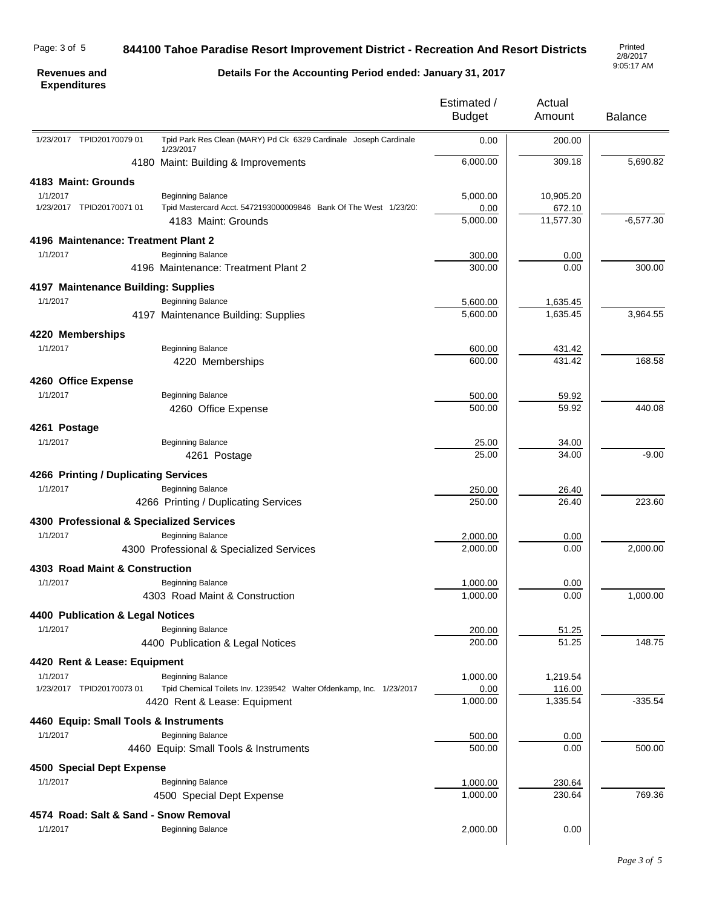**844100 Tahoe Paradise Resort Improvement District - Recreation And Resort Districts**

**Revenues and Expenditures**

**Details For the Accounting Period ended: January 31, 2017**

Printed 2/8/2017 9:05:17 AM

| | | Estimated / Budget | Actual Amount | Balance |
|---|---|---|---|---|
| 1/23/2017 TPID20170079 01 | Tpid Park Res Clean (MARY) Pd Ck 6329 Cardinale Joseph Cardinale 1/23/2017 | 0.00 | 200.00 | |
| | 4180 Maint: Building & Improvements | 6,000.00 | 309.18 | 5,690.82 |
| **4183 Maint: Grounds** | | | | |
| 1/1/2017 | Beginning Balance | 5,000.00 | 10,905.20 | |
| 1/23/2017 TPID20170071 01 | Tpid Mastercard Acct. 5472193000009846 Bank Of The West 1/23/20: | 0.00 | 672.10 | |
| | 4183 Maint: Grounds | 5,000.00 | 11,577.30 | -6,577.30 |
| **4196 Maintenance: Treatment Plant 2** | | | | |
| 1/1/2017 | Beginning Balance | 300.00 | 0.00 | |
| | 4196 Maintenance: Treatment Plant 2 | 300.00 | 0.00 | 300.00 |
| **4197 Maintenance Building: Supplies** | | | | |
| 1/1/2017 | Beginning Balance | 5,600.00 | 1,635.45 | |
| | 4197 Maintenance Building: Supplies | 5,600.00 | 1,635.45 | 3,964.55 |
| **4220 Memberships** | | | | |
| 1/1/2017 | Beginning Balance | 600.00 | 431.42 | |
| | 4220 Memberships | 600.00 | 431.42 | 168.58 |
| **4260 Office Expense** | | | | |
| 1/1/2017 | Beginning Balance | 500.00 | 59.92 | |
| | 4260 Office Expense | 500.00 | 59.92 | 440.08 |
| **4261 Postage** | | | | |
| 1/1/2017 | Beginning Balance | 25.00 | 34.00 | |
| | 4261 Postage | 25.00 | 34.00 | -9.00 |
| **4266 Printing / Duplicating Services** | | | | |
| 1/1/2017 | Beginning Balance | 250.00 | 26.40 | |
| | 4266 Printing / Duplicating Services | 250.00 | 26.40 | 223.60 |
| **4300 Professional & Specialized Services** | | | | |
| 1/1/2017 | Beginning Balance | 2,000.00 | 0.00 | |
| | 4300 Professional & Specialized Services | 2,000.00 | 0.00 | 2,000.00 |
| **4303 Road Maint & Construction** | | | | |
| 1/1/2017 | Beginning Balance | 1,000.00 | 0.00 | |
| | 4303 Road Maint & Construction | 1,000.00 | 0.00 | 1,000.00 |
| **4400 Publication & Legal Notices** | | | | |
| 1/1/2017 | Beginning Balance | 200.00 | 51.25 | |
| | 4400 Publication & Legal Notices | 200.00 | 51.25 | 148.75 |
| **4420 Rent & Lease: Equipment** | | | | |
| 1/1/2017 | Beginning Balance | 1,000.00 | 1,219.54 | |
| 1/23/2017 TPID20170073 01 | Tpid Chemical Toilets Inv. 1239542 Walter Ofdenkamp, Inc. 1/23/2017 | 0.00 | 116.00 | |
| | 4420 Rent & Lease: Equipment | 1,000.00 | 1,335.54 | -335.54 |
| **4460 Equip: Small Tools & Instruments** | | | | |
| 1/1/2017 | Beginning Balance | 500.00 | 0.00 | |
| | 4460 Equip: Small Tools & Instruments | 500.00 | 0.00 | 500.00 |
| **4500 Special Dept Expense** | | | | |
| 1/1/2017 | Beginning Balance | 1,000.00 | 230.64 | |
| | 4500 Special Dept Expense | 1,000.00 | 230.64 | 769.36 |
| **4574 Road: Salt & Sand - Snow Removal** | | | | |
| 1/1/2017 | Beginning Balance | 2,000.00 | 0.00 | |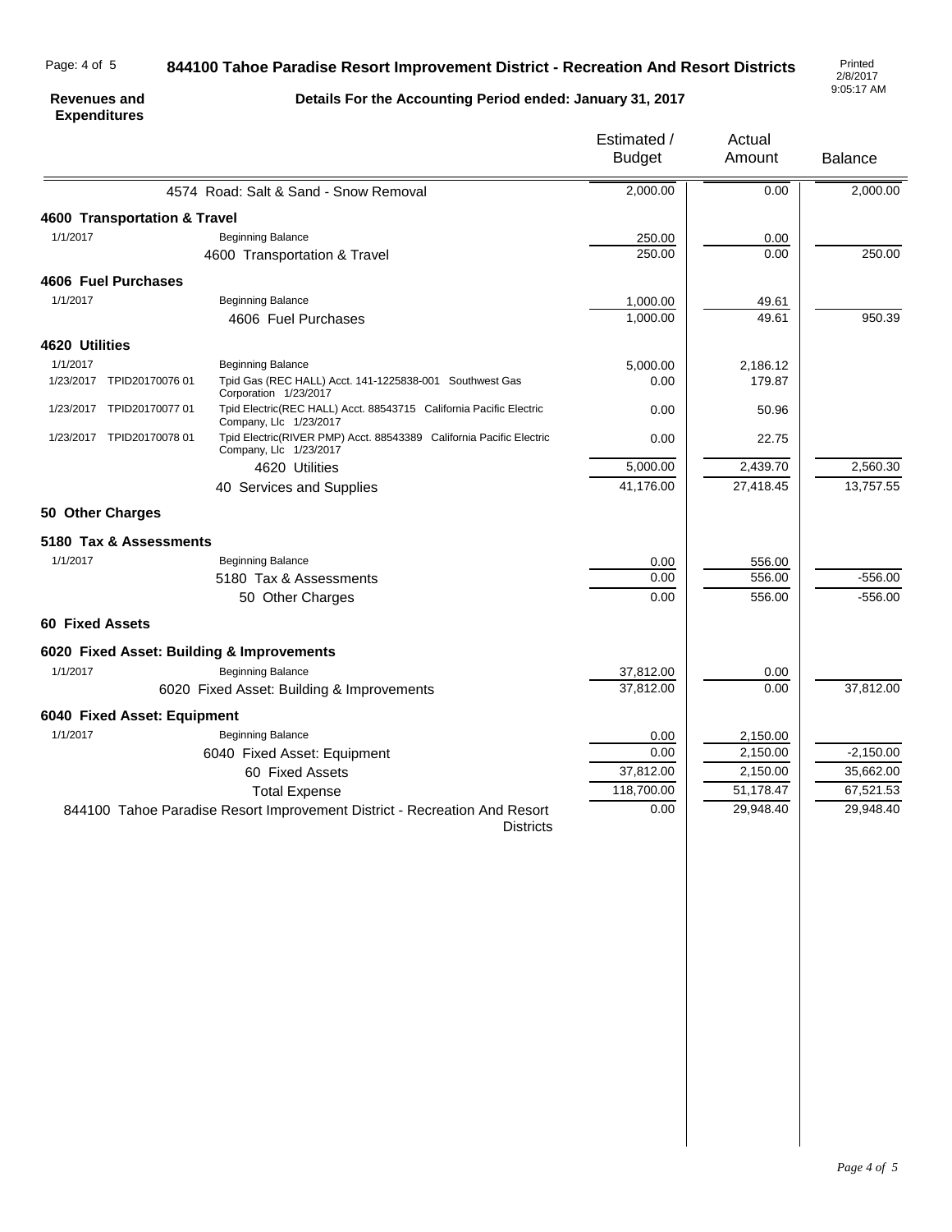# 844100 Tahoe Paradise Resort Improvement District - Recreation And Resort Districts

**Revenues and Expenditures**

**Details For the Accounting Period ended: January 31, 2017**

Printed 2/8/2017 9:05:17 AM

| Date | Reference | Description | Estimated / Budget | Actual Amount | Balance |
|---|---|---|---|---|---|
| | | 4574 Road: Salt & Sand - Snow Removal | 2,000.00 | 0.00 | 2,000.00 |
| **4600 Transportation & Travel** | | | | | |
| 1/1/2017 | | Beginning Balance | 250.00 | 0.00 | |
| | | 4600 Transportation & Travel | 250.00 | 0.00 | 250.00 |
| **4606 Fuel Purchases** | | | | | |
| 1/1/2017 | | Beginning Balance | 1,000.00 | 49.61 | |
| | | 4606 Fuel Purchases | 1,000.00 | 49.61 | 950.39 |
| **4620 Utilities** | | | | | |
| 1/1/2017 | | Beginning Balance | 5,000.00 | 2,186.12 | |
| 1/23/2017 | TPID20170076 01 | Tpid Gas (REC HALL) Acct. 141-1225838-001 Southwest Gas Corporation 1/23/2017 | 0.00 | 179.87 | |
| 1/23/2017 | TPID20170077 01 | Tpid Electric(REC HALL) Acct. 88543715 California Pacific Electric Company, Llc 1/23/2017 | 0.00 | 50.96 | |
| 1/23/2017 | TPID20170078 01 | Tpid Electric(RIVER PMP) Acct. 88543389 California Pacific Electric Company, Llc 1/23/2017 | 0.00 | 22.75 | |
| | | 4620 Utilities | 5,000.00 | 2,439.70 | 2,560.30 |
| | | 40 Services and Supplies | 41,176.00 | 27,418.45 | 13,757.55 |
| **50 Other Charges** | | | | | |
| **5180 Tax & Assessments** | | | | | |
| 1/1/2017 | | Beginning Balance | 0.00 | 556.00 | |
| | | 5180 Tax & Assessments | 0.00 | 556.00 | -556.00 |
| | | 50 Other Charges | 0.00 | 556.00 | -556.00 |
| **60 Fixed Assets** | | | | | |
| **6020 Fixed Asset: Building & Improvements** | | | | | |
| 1/1/2017 | | Beginning Balance | 37,812.00 | 0.00 | |
| | | 6020 Fixed Asset: Building & Improvements | 37,812.00 | 0.00 | 37,812.00 |
| **6040 Fixed Asset: Equipment** | | | | | |
| 1/1/2017 | | Beginning Balance | 0.00 | 2,150.00 | |
| | | 6040 Fixed Asset: Equipment | 0.00 | 2,150.00 | -2,150.00 |
| | | 60 Fixed Assets | 37,812.00 | 2,150.00 | 35,662.00 |
| | | Total Expense | 118,700.00 | 51,178.47 | 67,521.53 |
| | | 844100 Tahoe Paradise Resort Improvement District - Recreation And Resort Districts | 0.00 | 29,948.40 | 29,948.40 |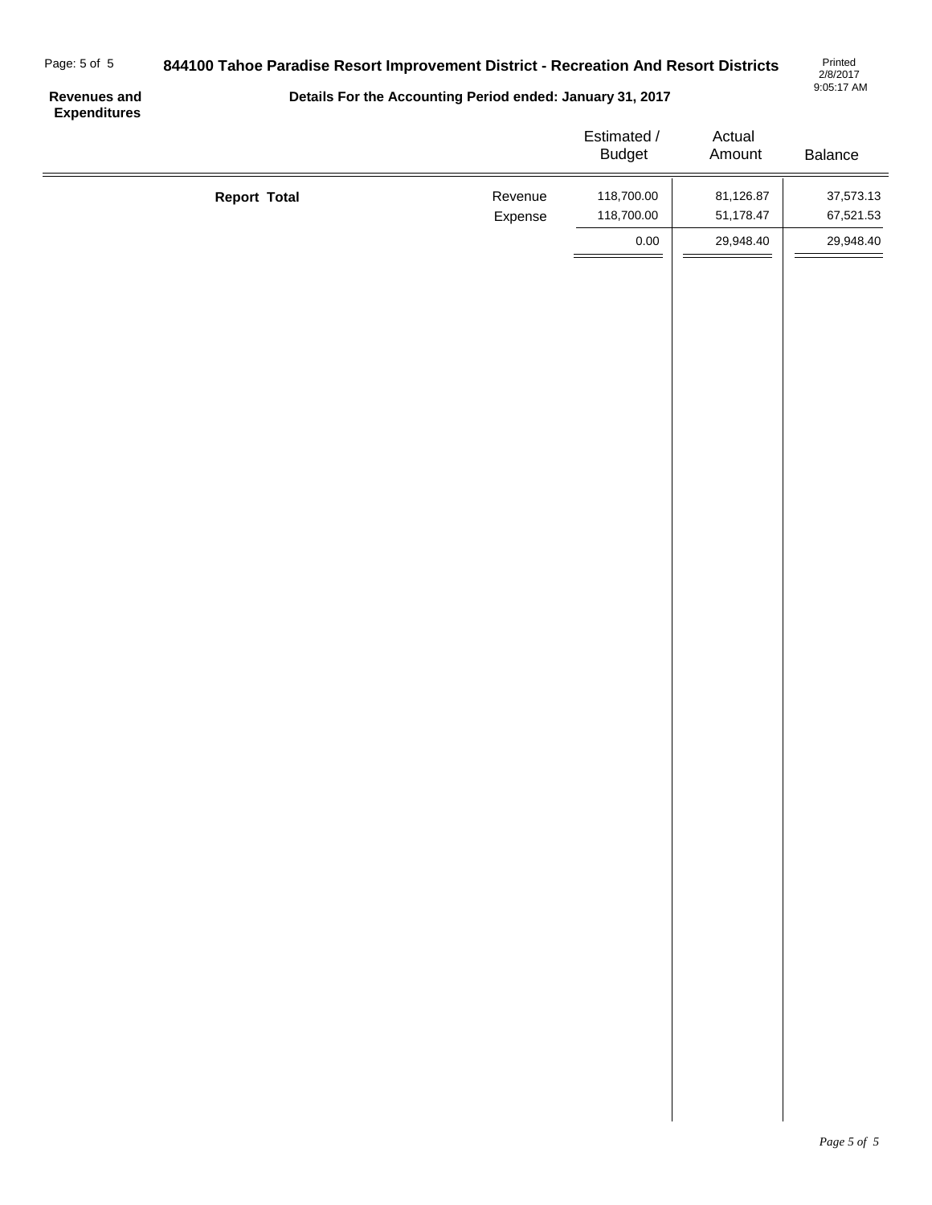# 844100 Tahoe Paradise Resort Improvement District - Recreation And Resort Districts

**Revenues and Expenditures**

**Details For the Accounting Period ended: January 31, 2017**

Printed 2/8/2017 9:05:17 AM

| | | Estimated / Budget | Actual Amount | Balance |
|---|---|---|---|---|
| **Report Total** | Revenue | 118,700.00 | 81,126.87 | 37,573.13 |
| | Expense | 118,700.00 | 51,178.47 | 67,521.53 |
| | | 0.00 | 29,948.40 | 29,948.40 |